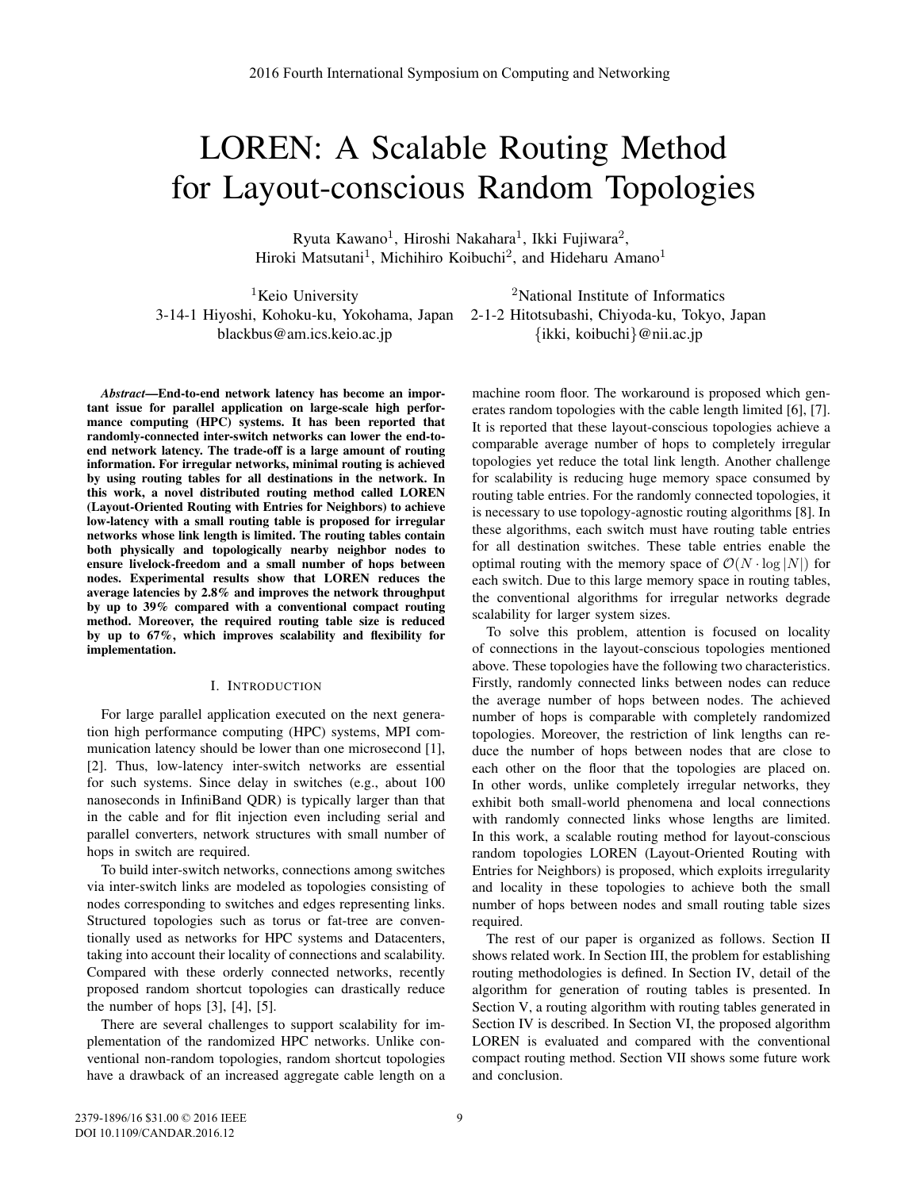# LOREN: A Scalable Routing Method for Layout-conscious Random Topologies

Ryuta Kawano[1], Hiroshi Nakahara[1], Ikki Fujiwara[2], Hiroki Matsutani[1], Michihiro Koibuchi[2], and Hideharu Amano[1]

[1]Keio University
3-14-1 Hiyoshi, Kohoku-ku, Yokohama, Japan
blackbus@am.ics.keio.ac.jp

[2]National Institute of Informatics
2-1-2 Hitotsubashi, Chiyoda-ku, Tokyo, Japan
{ikki, koibuchi}@nii.ac.jp

***Abstract*—End-to-end network latency has become an important issue for parallel application on large-scale high performance computing (HPC) systems. It has been reported that randomly-connected inter-switch networks can lower the end-to-end network latency. The trade-off is a large amount of routing information. For irregular networks, minimal routing is achieved by using routing tables for all destinations in the network. In this work, a novel distributed routing method called LOREN (Layout-Oriented Routing with Entries for Neighbors) to achieve low-latency with a small routing table is proposed for irregular networks whose link length is limited. The routing tables contain both physically and topologically nearby neighbor nodes to ensure livelock-freedom and a small number of hops between nodes. Experimental results show that LOREN reduces the average latencies by 2.8% and improves the network throughput by up to 39% compared with a conventional compact routing method. Moreover, the required routing table size is reduced by up to 67%, which improves scalability and flexibility for implementation.**

## I. Introduction

For large parallel application executed on the next generation high performance computing (HPC) systems, MPI communication latency should be lower than one microsecond [1], [2]. Thus, low-latency inter-switch networks are essential for such systems. Since delay in switches (e.g., about 100 nanoseconds in InfiniBand QDR) is typically larger than that in the cable and for flit injection even including serial and parallel converters, network structures with small number of hops in switch are required.

To build inter-switch networks, connections among switches via inter-switch links are modeled as topologies consisting of nodes corresponding to switches and edges representing links. Structured topologies such as torus or fat-tree are conventionally used as networks for HPC systems and Datacenters, taking into account their locality of connections and scalability. Compared with these orderly connected networks, recently proposed random shortcut topologies can drastically reduce the number of hops [3], [4], [5].

There are several challenges to support scalability for implementation of the randomized HPC networks. Unlike conventional non-random topologies, random shortcut topologies have a drawback of an increased aggregate cable length on a machine room floor. The workaround is proposed which generates random topologies with the cable length limited [6], [7]. It is reported that these layout-conscious topologies achieve a comparable average number of hops to completely irregular topologies yet reduce the total link length. Another challenge for scalability is reducing huge memory space consumed by routing table entries. For the randomly connected topologies, it is necessary to use topology-agnostic routing algorithms [8]. In these algorithms, each switch must have routing table entries for all destination switches. These table entries enable the optimal routing with the memory space of $\mathcal{O}(N \cdot \log |N|)$ for each switch. Due to this large memory space in routing tables, the conventional algorithms for irregular networks degrade scalability for larger system sizes.

To solve this problem, attention is focused on locality of connections in the layout-conscious topologies mentioned above. These topologies have the following two characteristics. Firstly, randomly connected links between nodes can reduce the average number of hops between nodes. The achieved number of hops is comparable with completely randomized topologies. Moreover, the restriction of link lengths can reduce the number of hops between nodes that are close to each other on the floor that the topologies are placed on. In other words, unlike completely irregular networks, they exhibit both small-world phenomena and local connections with randomly connected links whose lengths are limited. In this work, a scalable routing method for layout-conscious random topologies LOREN (Layout-Oriented Routing with Entries for Neighbors) is proposed, which exploits irregularity and locality in these topologies to achieve both the small number of hops between nodes and small routing table sizes required.

The rest of our paper is organized as follows. Section II shows related work. In Section III, the problem for establishing routing methodologies is defined. In Section IV, detail of the algorithm for generation of routing tables is presented. In Section V, a routing algorithm with routing tables generated in Section IV is described. In Section VI, the proposed algorithm LOREN is evaluated and compared with the conventional compact routing method. Section VII shows some future work and conclusion.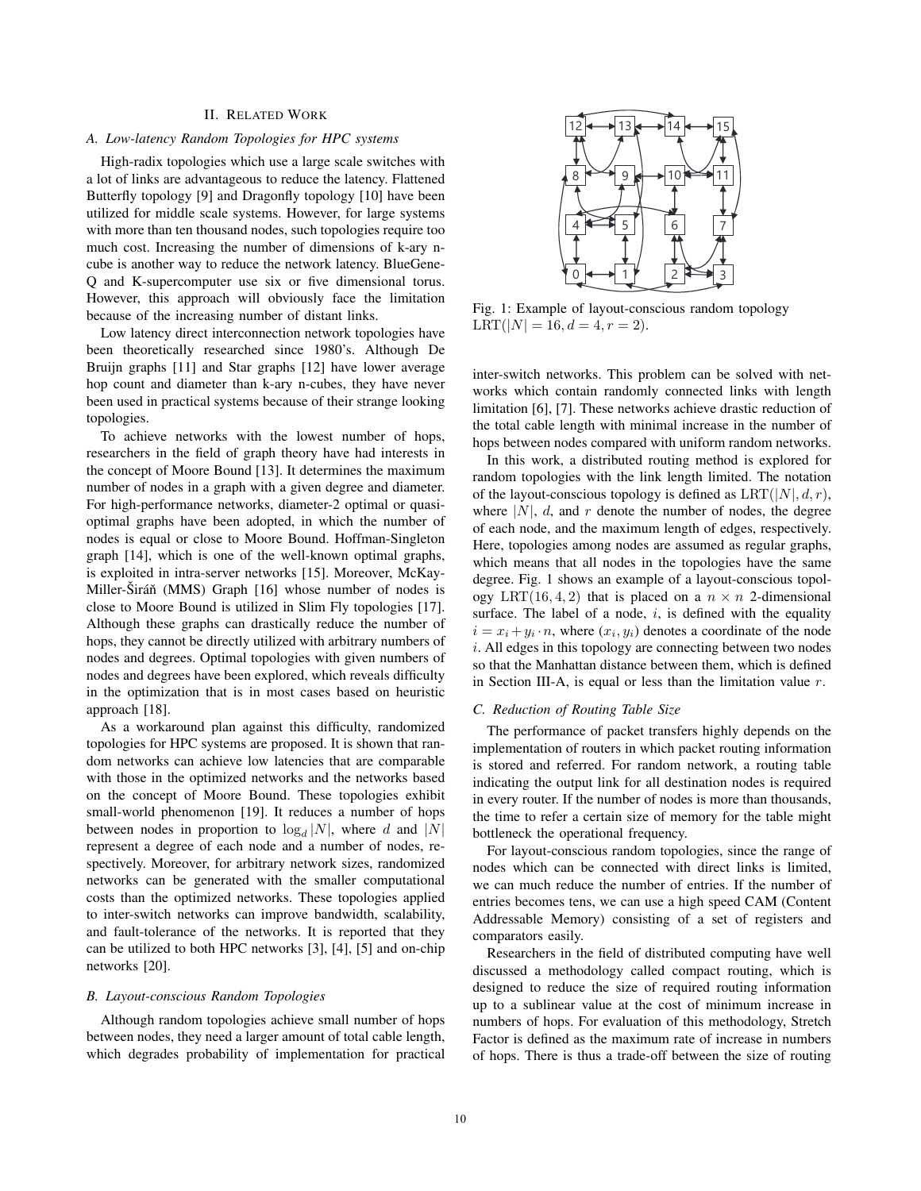## II. Related Work

### A. Low-latency Random Topologies for HPC systems

High-radix topologies which use a large scale switches with a lot of links are advantageous to reduce the latency. Flattened Butterfly topology [9] and Dragonfly topology [10] have been utilized for middle scale systems. However, for large systems with more than ten thousand nodes, such topologies require too much cost. Increasing the number of dimensions of k-ary n-cube is another way to reduce the network latency. BlueGene-Q and K-supercomputer use six or five dimensional torus. However, this approach will obviously face the limitation because of the increasing number of distant links.

Low latency direct interconnection network topologies have been theoretically researched since 1980's. Although De Bruijn graphs [11] and Star graphs [12] have lower average hop count and diameter than k-ary n-cubes, they have never been used in practical systems because of their strange looking topologies.

To achieve networks with the lowest number of hops, researchers in the field of graph theory have had interests in the concept of Moore Bound [13]. It determines the maximum number of nodes in a graph with a given degree and diameter. For high-performance networks, diameter-2 optimal or quasi-optimal graphs have been adopted, in which the number of nodes is equal or close to Moore Bound. Hoffman-Singleton graph [14], which is one of the well-known optimal graphs, is exploited in intra-server networks [15]. Moreover, McKay-Miller-Širáň (MMS) Graph [16] whose number of nodes is close to Moore Bound is utilized in Slim Fly topologies [17]. Although these graphs can drastically reduce the number of hops, they cannot be directly utilized with arbitrary numbers of nodes and degrees. Optimal topologies with given numbers of nodes and degrees have been explored, which reveals difficulty in the optimization that is in most cases based on heuristic approach [18].

As a workaround plan against this difficulty, randomized topologies for HPC systems are proposed. It is shown that random networks can achieve low latencies that are comparable with those in the optimized networks and the networks based on the concept of Moore Bound. These topologies exhibit small-world phenomenon [19]. It reduces a number of hops between nodes in proportion to $\log_d |N|$, where $d$ and $|N|$ represent a degree of each node and a number of nodes, respectively. Moreover, for arbitrary network sizes, randomized networks can be generated with the smaller computational costs than the optimized networks. These topologies applied to inter-switch networks can improve bandwidth, scalability, and fault-tolerance of the networks. It is reported that they can be utilized to both HPC networks [3], [4], [5] and on-chip networks [20].

### B. Layout-conscious Random Topologies

Although random topologies achieve small number of hops between nodes, they need a larger amount of total cable length, which degrades probability of implementation for practical inter-switch networks. This problem can be solved with networks which contain randomly connected links with length limitation [6], [7]. These networks achieve drastic reduction of the total cable length with minimal increase in the number of hops between nodes compared with uniform random networks.

12 13 14 15
8 9 10 11
4 5 6 7
0 1 2 3

Fig. 1: Example of layout-conscious random topology $\mathrm{LRT}(|N| = 16, d = 4, r = 2)$.

In this work, a distributed routing method is explored for random topologies with the link length limited. The notation of the layout-conscious topology is defined as $\mathrm{LRT}(|N|, d, r)$, where $|N|$, $d$, and $r$ denote the number of nodes, the degree of each node, and the maximum length of edges, respectively. Here, topologies among nodes are assumed as regular graphs, which means that all nodes in the topologies have the same degree. Fig. 1 shows an example of a layout-conscious topology $\mathrm{LRT}(16, 4, 2)$ that is placed on a $n \times n$ 2-dimensional surface. The label of a node, $i$, is defined with the equality $i = x_i + y_i \cdot n$, where $(x_i, y_i)$ denotes a coordinate of the node $i$. All edges in this topology are connecting between two nodes so that the Manhattan distance between them, which is defined in Section III-A, is equal or less than the limitation value $r$.

### C. Reduction of Routing Table Size

The performance of packet transfers highly depends on the implementation of routers in which packet routing information is stored and referred. For random network, a routing table indicating the output link for all destination nodes is required in every router. If the number of nodes is more than thousands, the time to refer a certain size of memory for the table might bottleneck the operational frequency.

For layout-conscious random topologies, since the range of nodes which can be connected with direct links is limited, we can much reduce the number of entries. If the number of entries becomes tens, we can use a high speed CAM (Content Addressable Memory) consisting of a set of registers and comparators easily.

Researchers in the field of distributed computing have well discussed a methodology called compact routing, which is designed to reduce the size of required routing information up to a sublinear value at the cost of minimum increase in numbers of hops. For evaluation of this methodology, Stretch Factor is defined as the maximum rate of increase in numbers of hops. There is thus a trade-off between the size of routing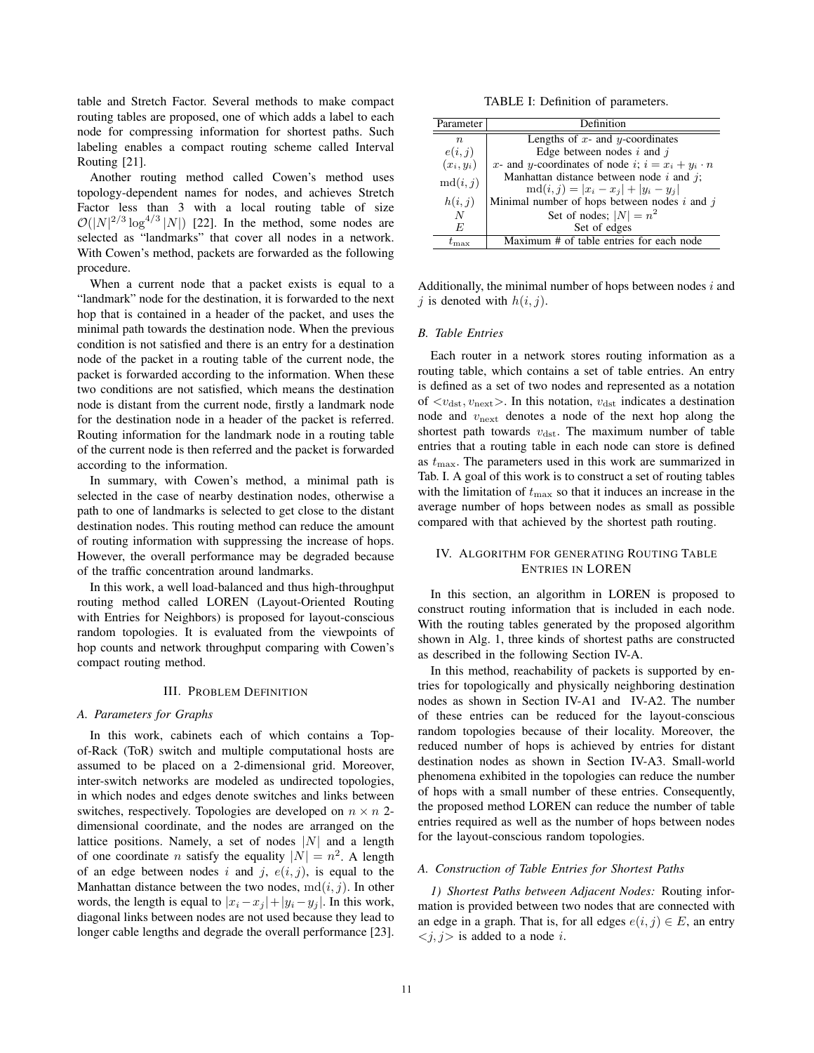table and Stretch Factor. Several methods to make compact routing tables are proposed, one of which adds a label to each node for compressing information for shortest paths. Such labeling enables a compact routing scheme called Interval Routing [21].

Another routing method called Cowen's method uses topology-dependent names for nodes, and achieves Stretch Factor less than 3 with a local routing table of size $\mathcal{O}(|N|^{2/3}\log^{4/3}|N|)$ [22]. In the method, some nodes are selected as "landmarks" that cover all nodes in a network. With Cowen's method, packets are forwarded as the following procedure.

When a current node that a packet exists is equal to a "landmark" node for the destination, it is forwarded to the next hop that is contained in a header of the packet, and uses the minimal path towards the destination node. When the previous condition is not satisfied and there is an entry for a destination node of the packet in a routing table of the current node, the packet is forwarded according to the information. When these two conditions are not satisfied, which means the destination node is distant from the current node, firstly a landmark node for the destination node in a header of the packet is referred. Routing information for the landmark node in a routing table of the current node is then referred and the packet is forwarded according to the information.

In summary, with Cowen's method, a minimal path is selected in the case of nearby destination nodes, otherwise a path to one of landmarks is selected to get close to the distant destination nodes. This routing method can reduce the amount of routing information with suppressing the increase of hops. However, the overall performance may be degraded because of the traffic concentration around landmarks.

In this work, a well load-balanced and thus high-throughput routing method called LOREN (Layout-Oriented Routing with Entries for Neighbors) is proposed for layout-conscious random topologies. It is evaluated from the viewpoints of hop counts and network throughput comparing with Cowen's compact routing method.

## III. Problem Definition

### A. Parameters for Graphs

In this work, cabinets each of which contains a Top-of-Rack (ToR) switch and multiple computational hosts are assumed to be placed on a 2-dimensional grid. Moreover, inter-switch networks are modeled as undirected topologies, in which nodes and edges denote switches and links between switches, respectively. Topologies are developed on $n \times n$ 2-dimensional coordinate, and the nodes are arranged on the lattice positions. Namely, a set of nodes $|N|$ and a length of one coordinate $n$ satisfy the equality $|N| = n^2$. A length of an edge between nodes $i$ and $j$, $e(i,j)$, is equal to the Manhattan distance between the two nodes, $\mathrm{md}(i,j)$. In other words, the length is equal to $|x_i - x_j| + |y_i - y_j|$. In this work, diagonal links between nodes are not used because they lead to longer cable lengths and degrade the overall performance [23].

TABLE I: Definition of parameters.

| Parameter | Definition |
|---|---|
| $n$ | Lengths of $x$- and $y$-coordinates |
| $e(i,j)$ | Edge between nodes $i$ and $j$ |
| $(x_i, y_i)$ | $x$- and $y$-coordinates of node $i$; $i = x_i + y_i \cdot n$ |
| $\mathrm{md}(i,j)$ | Manhattan distance between node $i$ and $j$; $\mathrm{md}(i,j) = \lvert x_i - x_j\rvert + \lvert y_i - y_j\rvert$ |
| $h(i,j)$ | Minimal number of hops between nodes $i$ and $j$ |
| $N$ | Set of nodes; $\lvert N\rvert = n^2$ |
| $E$ | Set of edges |
| $t_{\max}$ | Maximum # of table entries for each node |

Additionally, the minimal number of hops between nodes $i$ and $j$ is denoted with $h(i,j)$.

### B. Table Entries

Each router in a network stores routing information as a routing table, which contains a set of table entries. An entry is defined as a set of two nodes and represented as a notation of $<v_{\mathrm{dst}}, v_{\mathrm{next}}>$. In this notation, $v_{\mathrm{dst}}$ indicates a destination node and $v_{\mathrm{next}}$ denotes a node of the next hop along the shortest path towards $v_{\mathrm{dst}}$. The maximum number of table entries that a routing table in each node can store is defined as $t_{\max}$. The parameters used in this work are summarized in Tab. I. A goal of this work is to construct a set of routing tables with the limitation of $t_{\max}$ so that it induces an increase in the average number of hops between nodes as small as possible compared with that achieved by the shortest path routing.

## IV. Algorithm for generating Routing Table Entries in LOREN

In this section, an algorithm in LOREN is proposed to construct routing information that is included in each node. With the routing tables generated by the proposed algorithm shown in Alg. 1, three kinds of shortest paths are constructed as described in the following Section IV-A.

In this method, reachability of packets is supported by entries for topologically and physically neighboring destination nodes as shown in Section IV-A1 and IV-A2. The number of these entries can be reduced for the layout-conscious random topologies because of their locality. Moreover, the reduced number of hops is achieved by entries for distant destination nodes as shown in Section IV-A3. Small-world phenomena exhibited in the topologies can reduce the number of hops with a small number of these entries. Consequently, the proposed method LOREN can reduce the number of table entries required as well as the number of hops between nodes for the layout-conscious random topologies.

### A. Construction of Table Entries for Shortest Paths

*1) Shortest Paths between Adjacent Nodes:* Routing information is provided between two nodes that are connected with an edge in a graph. That is, for all edges $e(i,j) \in E$, an entry $<j, j>$ is added to a node $i$.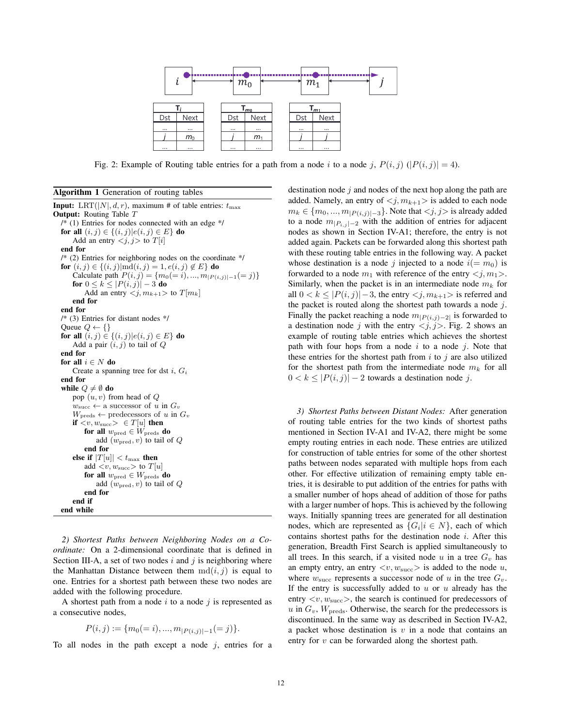| $T_i$ | |
|---|---|
| Dst | Next |
| ... | ... |
| $j$ | $m_0$ |
| ... | ... |

| $T_{m_0}$ | |
|---|---|
| Dst | Next |
| ... | ... |
| $j$ | $m_1$ |
| ... | ... |

| $T_{m_1}$ | |
|---|---|
| Dst | Next |
| ... | ... |
| $j$ | $j$ |
| ... | ... |

Fig. 2: Example of Routing table entries for a path from a node $i$ to a node $j$, $P(i,j)$ ($|P(i,j)| = 4$).

**Algorithm 1** Generation of routing tables

```
Input: LRT(|N|, d, r), maximum # of table entries: t_max
Output: Routing Table T
  /* (1) Entries for nodes connected with an edge */
  for all (i, j) ∈ {(i, j) | e(i, j) ∈ E} do
      Add an entry <j, j> to T[i]
  end for
  /* (2) Entries for neighboring nodes on the coordinate */
  for (i, j) ∈ {(i, j) | md(i, j) = 1, e(i, j) ∉ E} do
      Calculate path P(i, j) = {m_0(= i), ..., m_{|P(i,j)|-1}(= j)}
      for 0 ≤ k ≤ |P(i, j)| − 3 do
          Add an entry <j, m_{k+1}> to T[m_k]
      end for
  end for
  /* (3) Entries for distant nodes */
  Queue Q ← {}
  for all (i, j) ∈ {(i, j) | e(i, j) ∈ E} do
      Add a pair (i, j) to tail of Q
  end for
  for all i ∈ N do
      Create a spanning tree for dst i, G_i
  end for
  while Q ≠ ∅ do
      pop (u, v) from head of Q
      w_succ ← a successor of u in G_v
      W_preds ← predecessors of u in G_v
      if <v, w_succ> ∈ T[u] then
          for all w_pred ∈ W_preds do
              add (w_pred, v) to tail of Q
          end for
      else if |T[u]| < t_max then
          add <v, w_succ> to T[u]
          for all w_pred ∈ W_preds do
              add (w_pred, v) to tail of Q
          end for
      end if
  end while
```

*2) Shortest Paths between Neighboring Nodes on a Coordinate:* On a 2-dimensional coordinate that is defined in Section III-A, a set of two nodes $i$ and $j$ is neighboring where the Manhattan Distance between them $\mathrm{md}(i,j)$ is equal to one. Entries for a shortest path between these two nodes are added with the following procedure.

A shortest path from a node $i$ to a node $j$ is represented as a consecutive nodes,

$$P(i,j) := \{m_0(=i), ..., m_{|P(i,j)|-1}(=j)\}.$$

To all nodes in the path except a node $j$, entries for a destination node $j$ and nodes of the next hop along the path are added. Namely, an entry of $<j, m_{k+1}>$ is added to each node $m_k \in \{m_0, ..., m_{|P(i,j)|-3}\}$. Note that $<j, j>$ is already added to a node $m_{|P_{i,j}|-2}$ with the addition of entries for adjacent nodes as shown in Section IV-A1; therefore, the entry is not added again. Packets can be forwarded along this shortest path with these routing table entries in the following way. A packet whose destination is a node $j$ injected to a node $i(=m_0)$ is forwarded to a node $m_1$ with reference of the entry $<j, m_1>$. Similarly, when the packet is in an intermediate node $m_k$ for all $0 < k \leq |P(i,j)| - 3$, the entry $<j, m_{k+1}>$ is referred and the packet is routed along the shortest path towards a node $j$. Finally the packet reaching a node $m_{|P(i,j)-2|}$ is forwarded to a destination node $j$ with the entry $<j, j>$. Fig. 2 shows an example of routing table entries which achieves the shortest path with four hops from a node $i$ to a node $j$. Note that these entries for the shortest path from $i$ to $j$ are also utilized for the shortest path from the intermediate node $m_k$ for all $0 < k \leq |P(i,j)| - 2$ towards a destination node $j$.

*3) Shortest Paths between Distant Nodes:* After generation of routing table entries for the two kinds of shortest paths mentioned in Section IV-A1 and IV-A2, there might be some empty routing entries in each node. These entries are utilized for construction of table entries for some of the other shortest paths between nodes separated with multiple hops from each other. For effective utilization of remaining empty table entries, it is desirable to put addition of the entries for paths with a smaller number of hops ahead of addition of those for paths with a larger number of hops. This is achieved by the following ways. Initially spanning trees are generated for all destination nodes, which are represented as $\{G_i | i \in N\}$, each of which contains shortest paths for the destination node $i$. After this generation, Breadth First Search is applied simultaneously to all trees. In this search, if a visited node $u$ in a tree $G_v$ has an empty entry, an entry $<v, w_{\mathrm{succ}}>$ is added to the node $u$, where $w_{\mathrm{succ}}$ represents a successor node of $u$ in the tree $G_v$. If the entry is successfully added to $u$ or $u$ already has the entry $<v, w_{\mathrm{succ}}>$, the search is continued for predecessors of $u$ in $G_v$, $W_{\mathrm{preds}}$. Otherwise, the search for the predecessors is discontinued. In the same way as described in Section IV-A2, a packet whose destination is $v$ in a node that contains an entry for $v$ can be forwarded along the shortest path.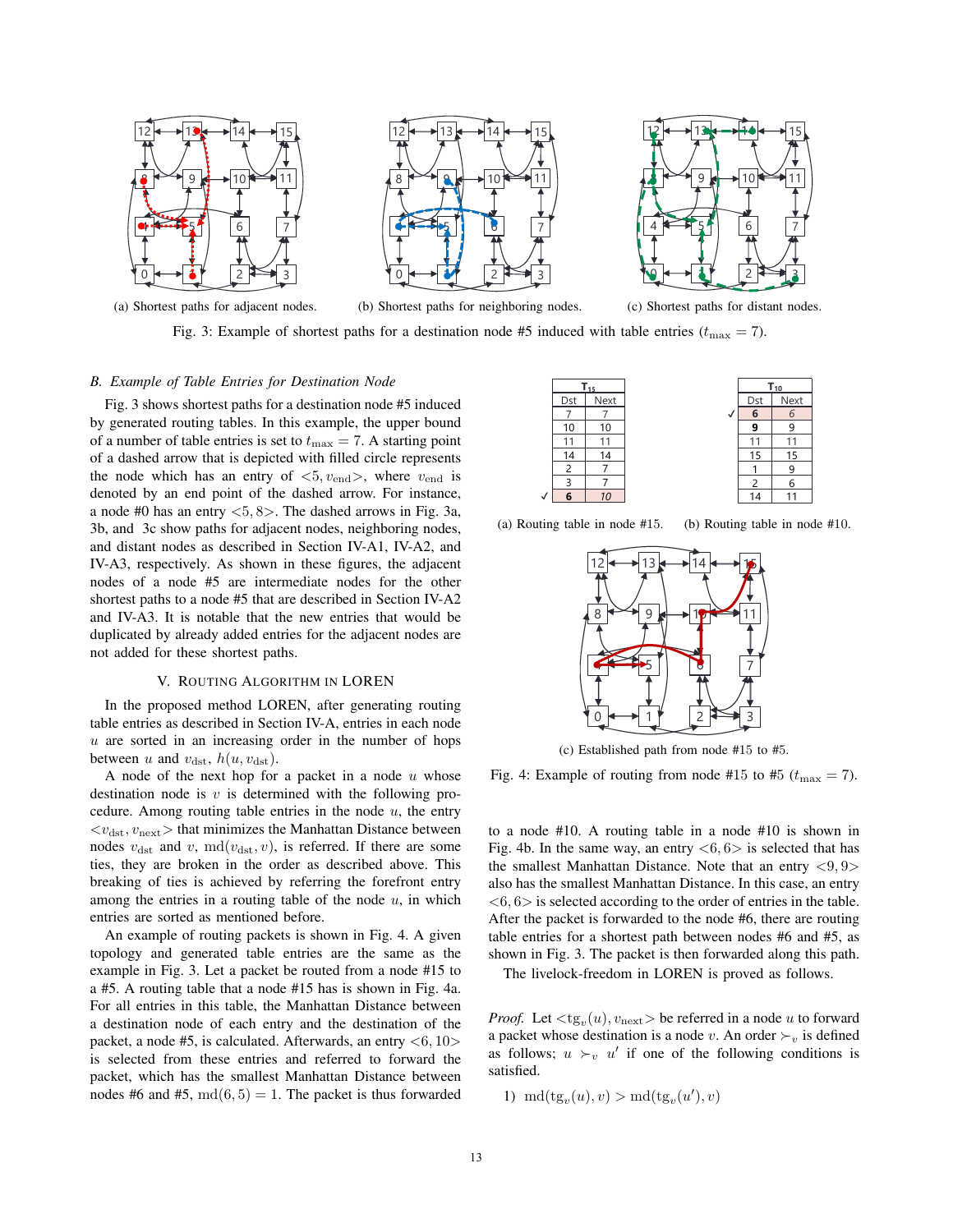(a) Shortest paths for adjacent nodes.

(b) Shortest paths for neighboring nodes.

(c) Shortest paths for distant nodes.

Fig. 3: Example of shortest paths for a destination node #5 induced with table entries ($t_{\max} = 7$).

### B. Example of Table Entries for Destination Node

Fig. 3 shows shortest paths for a destination node #5 induced by generated routing tables. In this example, the upper bound of a number of table entries is set to $t_{\max} = 7$. A starting point of a dashed arrow that is depicted with filled circle represents the node which has an entry of $<5, v_{\mathrm{end}}>$, where $v_{\mathrm{end}}$ is denoted by an end point of the dashed arrow. For instance, a node #0 has an entry $<5, 8>$. The dashed arrows in Fig. 3a, 3b, and 3c show paths for adjacent nodes, neighboring nodes, and distant nodes as described in Section IV-A1, IV-A2, and IV-A3, respectively. As shown in these figures, the adjacent nodes of a node #5 are intermediate nodes for the other shortest paths to a node #5 that are described in Section IV-A2 and IV-A3. It is notable that the new entries that would be duplicated by already added entries for the adjacent nodes are not added for these shortest paths.

## V. Routing Algorithm in LOREN

In the proposed method LOREN, after generating routing table entries as described in Section IV-A, entries in each node $u$ are sorted in an increasing order in the number of hops between $u$ and $v_{\mathrm{dst}}$, $h(u, v_{\mathrm{dst}})$.

A node of the next hop for a packet in a node $u$ whose destination node is $v$ is determined with the following procedure. Among routing table entries in the node $u$, the entry $<v_{\mathrm{dst}}, v_{\mathrm{next}}>$ that minimizes the Manhattan Distance between nodes $v_{\mathrm{dst}}$ and $v$, $\mathrm{md}(v_{\mathrm{dst}}, v)$, is referred. If there are some ties, they are broken in the order as described above. This breaking of ties is achieved by referring the forefront entry among the entries in a routing table of the node $u$, in which entries are sorted as mentioned before.

An example of routing packets is shown in Fig. 4. A given topology and generated table entries are the same as the example in Fig. 3. Let a packet be routed from a node #15 to a #5. A routing table that a node #15 has is shown in Fig. 4a. For all entries in this table, the Manhattan Distance between a destination node of each entry and the destination of the packet, a node #5, is calculated. Afterwards, an entry $<6, 10>$ is selected from these entries and referred to forward the packet, which has the smallest Manhattan Distance between nodes #6 and #5, $\mathrm{md}(6, 5) = 1$. The packet is thus forwarded

| | $T_{15}$ | |
|---|---|---|
| | Dst | Next |
| | 7 | 7 |
| | 10 | 10 |
| | 11 | 11 |
| | 14 | 14 |
| | 2 | 7 |
| | 3 | 7 |
| ✓ | **6** | *10* |

(a) Routing table in node #15.

| | $T_{10}$ | |
|---|---|---|
| | Dst | Next |
| ✓ | **6** | *6* |
| | **9** | 9 |
| | 11 | 11 |
| | 15 | 15 |
| | 1 | 9 |
| | 2 | 6 |
| | 14 | 11 |

(b) Routing table in node #10.

(c) Established path from node #15 to #5.

Fig. 4: Example of routing from node #15 to #5 ($t_{\max} = 7$).

to a node #10. A routing table in a node #10 is shown in Fig. 4b. In the same way, an entry $<6, 6>$ is selected that has the smallest Manhattan Distance. Note that an entry $<9, 9>$ also has the smallest Manhattan Distance. In this case, an entry $<6, 6>$ is selected according to the order of entries in the table. After the packet is forwarded to the node #6, there are routing table entries for a shortest path between nodes #6 and #5, as shown in Fig. 3. The packet is then forwarded along this path.

The livelock-freedom in LOREN is proved as follows.

*Proof.* Let $<\mathrm{tg}_v(u), v_{\mathrm{next}}>$ be referred in a node $u$ to forward a packet whose destination is a node $v$. An order $\succ_v$ is defined as follows; $u \succ_v u'$ if one of the following conditions is satisfied.

1) $\mathrm{md}(\mathrm{tg}_v(u), v) > \mathrm{md}(\mathrm{tg}_v(u'), v)$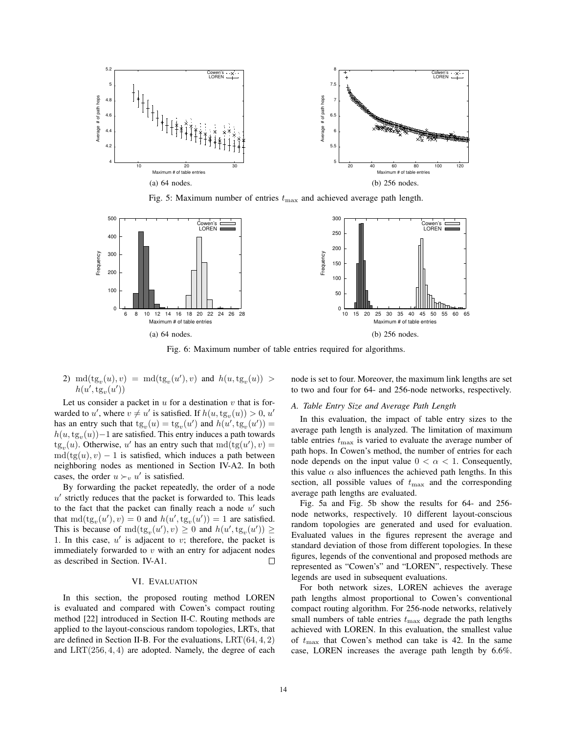(a) 64 nodes.

(b) 256 nodes.

Fig. 5: Maximum number of entries $t_{\max}$ and achieved average path length.

(a) 64 nodes.

(b) 256 nodes.

Fig. 6: Maximum number of table entries required for algorithms.

2) $\mathrm{md}(\mathrm{tg}_v(u), v) = \mathrm{md}(\mathrm{tg}_v(u'), v)$ and $h(u, \mathrm{tg}_v(u)) > h(u', \mathrm{tg}_v(u'))$

Let us consider a packet in $u$ for a destination $v$ that is forwarded to $u'$, where $v \neq u'$ is satisfied. If $h(u, \mathrm{tg}_v(u)) > 0$, $u'$ has an entry such that $\mathrm{tg}_v(u) = \mathrm{tg}_v(u')$ and $h(u', \mathrm{tg}_v(u')) = h(u, \mathrm{tg}_v(u)) - 1$ are satisfied. This entry induces a path towards $\mathrm{tg}_v(u)$. Otherwise, $u'$ has an entry such that $\mathrm{md}(\mathrm{tg}(u'), v) = \mathrm{md}(\mathrm{tg}(u), v) - 1$ is satisfied, which induces a path between neighboring nodes as mentioned in Section IV-A2. In both cases, the order $u \succ_v u'$ is satisfied.

By forwarding the packet repeatedly, the order of a node $u'$ strictly reduces that the packet is forwarded to. This leads to the fact that the packet can finally reach a node $u'$ such that $\mathrm{md}(\mathrm{tg}_v(u'), v) = 0$ and $h(u', \mathrm{tg}_v(u')) = 1$ are satisfied. This is because of $\mathrm{md}(\mathrm{tg}_v(u'), v) \geq 0$ and $h(u', \mathrm{tg}_v(u')) \geq 1$. In this case, $u'$ is adjacent to $v$; therefore, the packet is immediately forwarded to $v$ with an entry for adjacent nodes as described in Section. IV-A1. □

## VI. Evaluation

In this section, the proposed routing method LOREN is evaluated and compared with Cowen's compact routing method [22] introduced in Section II-C. Routing methods are applied to the layout-conscious random topologies, LRTs, that are defined in Section II-B. For the evaluations, $\mathrm{LRT}(64, 4, 2)$ and $\mathrm{LRT}(256, 4, 4)$ are adopted. Namely, the degree of each node is set to four. Moreover, the maximum link lengths are set to two and four for 64- and 256-node networks, respectively.

### A. Table Entry Size and Average Path Length

In this evaluation, the impact of table entry sizes to the average path length is analyzed. The limitation of maximum table entries $t_{\max}$ is varied to evaluate the average number of path hops. In Cowen's method, the number of entries for each node depends on the input value $0 < \alpha < 1$. Consequently, this value $\alpha$ also influences the achieved path lengths. In this section, all possible values of $t_{\max}$ and the corresponding average path lengths are evaluated.

Fig. 5a and Fig. 5b show the results for 64- and 256-node networks, respectively. 10 different layout-conscious random topologies are generated and used for evaluation. Evaluated values in the figures represent the average and standard deviation of those from different topologies. In these figures, legends of the conventional and proposed methods are represented as "Cowen's" and "LOREN", respectively. These legends are used in subsequent evaluations.

For both network sizes, LOREN achieves the average path lengths almost proportional to Cowen's conventional compact routing algorithm. For 256-node networks, relatively small numbers of table entries $t_{\max}$ degrade the path lengths achieved with LOREN. In this evaluation, the smallest value of $t_{\max}$ that Cowen's method can take is 42. In the same case, LOREN increases the average path length by 6.6%.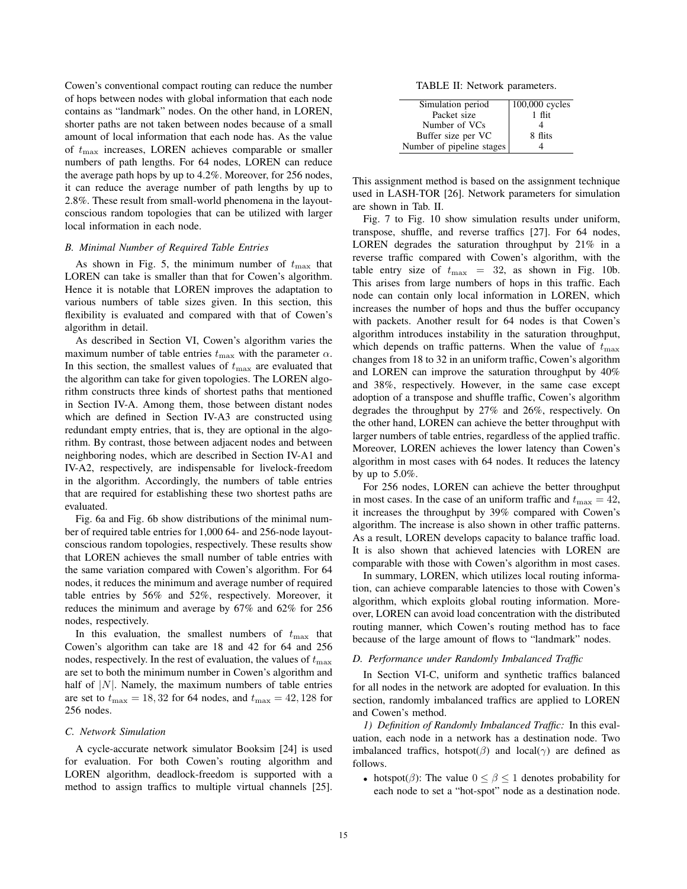Cowen's conventional compact routing can reduce the number of hops between nodes with global information that each node contains as "landmark" nodes. On the other hand, in LOREN, shorter paths are not taken between nodes because of a small amount of local information that each node has. As the value of $t_{\max}$ increases, LOREN achieves comparable or smaller numbers of path lengths. For 64 nodes, LOREN can reduce the average path hops by up to 4.2%. Moreover, for 256 nodes, it can reduce the average number of path lengths by up to 2.8%. These result from small-world phenomena in the layout-conscious random topologies that can be utilized with larger local information in each node.

### B. Minimal Number of Required Table Entries

As shown in Fig. 5, the minimum number of $t_{\max}$ that LOREN can take is smaller than that for Cowen's algorithm. Hence it is notable that LOREN improves the adaptation to various numbers of table sizes given. In this section, this flexibility is evaluated and compared with that of Cowen's algorithm in detail.

As described in Section VI, Cowen's algorithm varies the maximum number of table entries $t_{\max}$ with the parameter $\alpha$. In this section, the smallest values of $t_{\max}$ are evaluated that the algorithm can take for given topologies. The LOREN algorithm constructs three kinds of shortest paths that mentioned in Section IV-A. Among them, those between distant nodes which are defined in Section IV-A3 are constructed using redundant empty entries, that is, they are optional in the algorithm. By contrast, those between adjacent nodes and between neighboring nodes, which are described in Section IV-A1 and IV-A2, respectively, are indispensable for livelock-freedom in the algorithm. Accordingly, the numbers of table entries that are required for establishing these two shortest paths are evaluated.

Fig. 6a and Fig. 6b show distributions of the minimal number of required table entries for 1,000 64- and 256-node layout-conscious random topologies, respectively. These results show that LOREN achieves the small number of table entries with the same variation compared with Cowen's algorithm. For 64 nodes, it reduces the minimum and average number of required table entries by 56% and 52%, respectively. Moreover, it reduces the minimum and average by 67% and 62% for 256 nodes, respectively.

In this evaluation, the smallest numbers of $t_{\max}$ that Cowen's algorithm can take are 18 and 42 for 64 and 256 nodes, respectively. In the rest of evaluation, the values of $t_{\max}$ are set to both the minimum number in Cowen's algorithm and half of $|N|$. Namely, the maximum numbers of table entries are set to $t_{\max} = 18, 32$ for 64 nodes, and $t_{\max} = 42, 128$ for 256 nodes.

### C. Network Simulation

A cycle-accurate network simulator Booksim [24] is used for evaluation. For both Cowen's routing algorithm and LOREN algorithm, deadlock-freedom is supported with a method to assign traffics to multiple virtual channels [25]. This assignment method is based on the assignment technique used in LASH-TOR [26]. Network parameters for simulation are shown in Tab. II.

TABLE II: Network parameters.

| Simulation period | 100,000 cycles |
|---|---|
| Packet size | 1 flit |
| Number of VCs | 4 |
| Buffer size per VC | 8 flits |
| Number of pipeline stages | 4 |

Fig. 7 to Fig. 10 show simulation results under uniform, transpose, shuffle, and reverse traffics [27]. For 64 nodes, LOREN degrades the saturation throughput by 21% in a reverse traffic compared with Cowen's algorithm, with the table entry size of $t_{\max} = 32$, as shown in Fig. 10b. This arises from large numbers of hops in this traffic. Each node can contain only local information in LOREN, which increases the number of hops and thus the buffer occupancy with packets. Another result for 64 nodes is that Cowen's algorithm introduces instability in the saturation throughput, which depends on traffic patterns. When the value of $t_{\max}$ changes from 18 to 32 in an uniform traffic, Cowen's algorithm and LOREN can improve the saturation throughput by 40% and 38%, respectively. However, in the same case except adoption of a transpose and shuffle traffic, Cowen's algorithm degrades the throughput by 27% and 26%, respectively. On the other hand, LOREN can achieve the better throughput with larger numbers of table entries, regardless of the applied traffic. Moreover, LOREN achieves the lower latency than Cowen's algorithm in most cases with 64 nodes. It reduces the latency by up to 5.0%.

For 256 nodes, LOREN can achieve the better throughput in most cases. In the case of an uniform traffic and $t_{\max} = 42$, it increases the throughput by 39% compared with Cowen's algorithm. The increase is also shown in other traffic patterns. As a result, LOREN develops capacity to balance traffic load. It is also shown that achieved latencies with LOREN are comparable with those with Cowen's algorithm in most cases.

In summary, LOREN, which utilizes local routing information, can achieve comparable latencies to those with Cowen's algorithm, which exploits global routing information. Moreover, LOREN can avoid load concentration with the distributed routing manner, which Cowen's routing method has to face because of the large amount of flows to "landmark" nodes.

### D. Performance under Randomly Imbalanced Traffic

In Section VI-C, uniform and synthetic traffics balanced for all nodes in the network are adopted for evaluation. In this section, randomly imbalanced traffics are applied to LOREN and Cowen's method.

*1) Definition of Randomly Imbalanced Traffic:* In this evaluation, each node in a network has a destination node. Two imbalanced traffics, hotspot($\beta$) and local($\gamma$) are defined as follows.

- hotspot($\beta$): The value $0 \leq \beta \leq 1$ denotes probability for each node to set a "hot-spot" node as a destination node.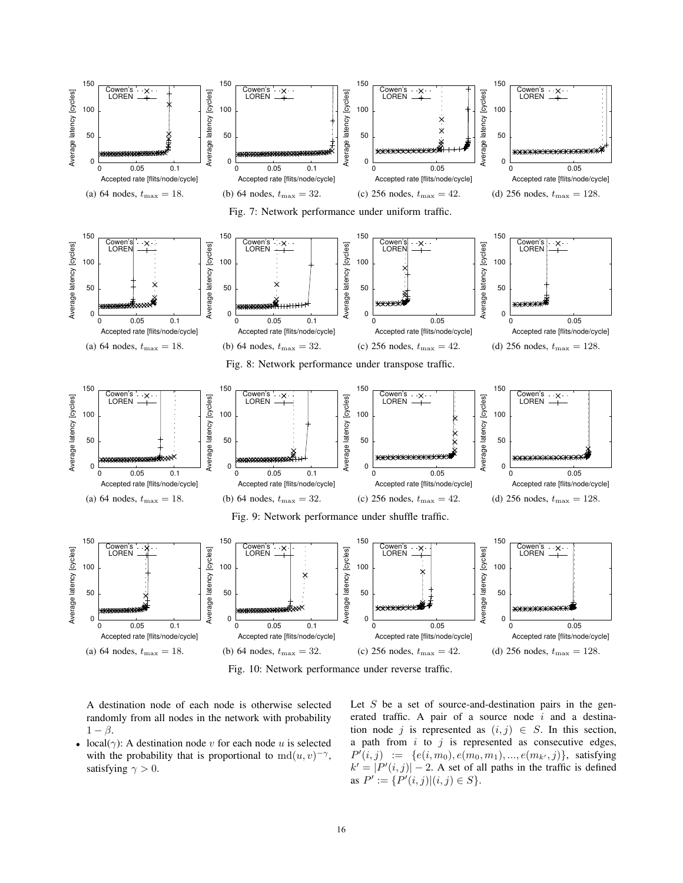(a) 64 nodes, $t_{\max} = 18$.

(b) 64 nodes, $t_{\max} = 32$.

(c) 256 nodes, $t_{\max} = 42$.

(d) 256 nodes, $t_{\max} = 128$.

Fig. 7: Network performance under uniform traffic.

(a) 64 nodes, $t_{\max} = 18$.

(b) 64 nodes, $t_{\max} = 32$.

(c) 256 nodes, $t_{\max} = 42$.

(d) 256 nodes, $t_{\max} = 128$.

Fig. 8: Network performance under transpose traffic.

(a) 64 nodes, $t_{\max} = 18$.

(b) 64 nodes, $t_{\max} = 32$.

(c) 256 nodes, $t_{\max} = 42$.

(d) 256 nodes, $t_{\max} = 128$.

Fig. 9: Network performance under shuffle traffic.

(a) 64 nodes, $t_{\max} = 18$.

(b) 64 nodes, $t_{\max} = 32$.

(c) 256 nodes, $t_{\max} = 42$.

(d) 256 nodes, $t_{\max} = 128$.

Fig. 10: Network performance under reverse traffic.

A destination node of each node is otherwise selected randomly from all nodes in the network with probability $1 - \beta$.

- local($\gamma$): A destination node $v$ for each node $u$ is selected with the probability that is proportional to $\mathrm{md}(u, v)^{-\gamma}$, satisfying $\gamma > 0$.

Let $S$ be a set of source-and-destination pairs in the generated traffic. A pair of a source node $i$ and a destination node $j$ is represented as $(i, j) \in S$. In this section, a path from $i$ to $j$ is represented as consecutive edges, $P'(i, j) := \{e(i, m_0), e(m_0, m_1), ..., e(m_{k'}, j)\}$, satisfying $k' = |P'(i, j)| - 2$. A set of all paths in the traffic is defined as $P' := \{P'(i, j) | (i, j) \in S\}$.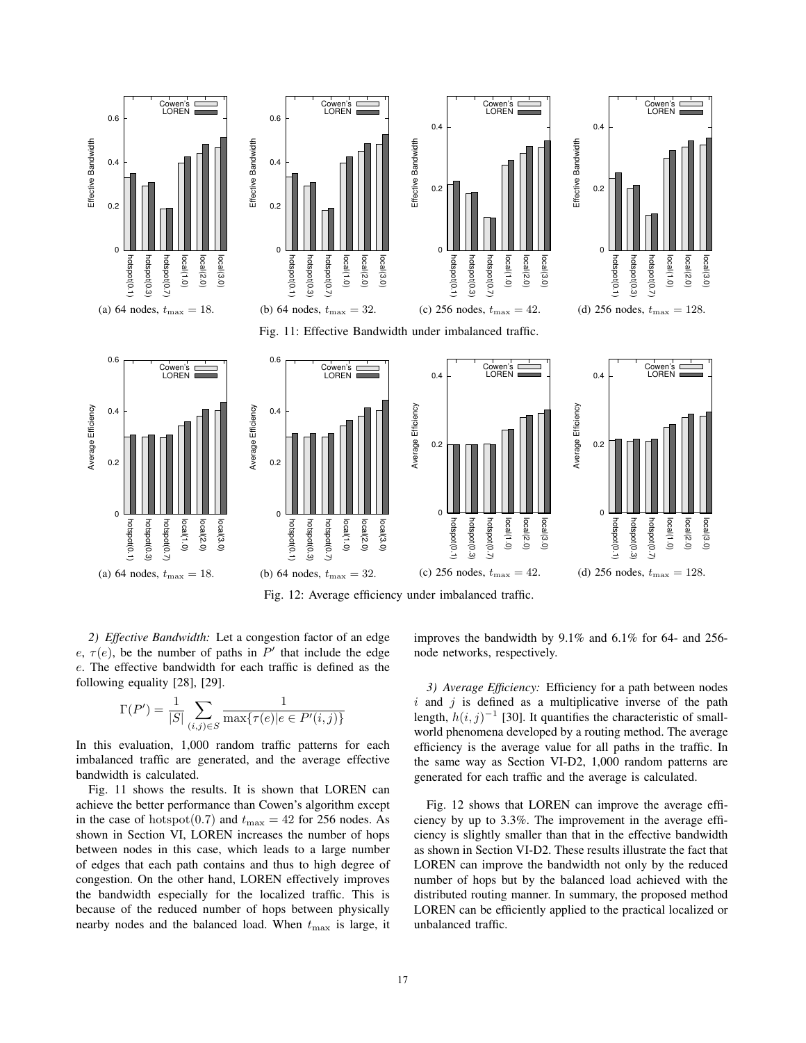(a) 64 nodes, $t_{\max} = 18$. (b) 64 nodes, $t_{\max} = 32$. (c) 256 nodes, $t_{\max} = 42$. (d) 256 nodes, $t_{\max} = 128$.

Fig. 11: Effective Bandwidth under imbalanced traffic.

(a) 64 nodes, $t_{\max} = 18$. (b) 64 nodes, $t_{\max} = 32$. (c) 256 nodes, $t_{\max} = 42$. (d) 256 nodes, $t_{\max} = 128$.

Fig. 12: Average efficiency under imbalanced traffic.

*2) Effective Bandwidth:* Let a congestion factor of an edge $e$, $\tau(e)$, be the number of paths in $P'$ that include the edge $e$. The effective bandwidth for each traffic is defined as the following equality [28], [29].

$$\Gamma(P') = \frac{1}{|S|} \sum_{(i,j) \in S} \frac{1}{\max\{\tau(e) | e \in P'(i,j)\}}$$

In this evaluation, 1,000 random traffic patterns for each imbalanced traffic are generated, and the average effective bandwidth is calculated.

Fig. 11 shows the results. It is shown that LOREN can achieve the better performance than Cowen's algorithm except in the case of $\mathrm{hotspot}(0.7)$ and $t_{\max} = 42$ for 256 nodes. As shown in Section VI, LOREN increases the number of hops between nodes in this case, which leads to a large number of edges that each path contains and thus to high degree of congestion. On the other hand, LOREN effectively improves the bandwidth especially for the localized traffic. This is because of the reduced number of hops between physically nearby nodes and the balanced load. When $t_{\max}$ is large, it improves the bandwidth by 9.1% and 6.1% for 64- and 256-node networks, respectively.

*3) Average Efficiency:* Efficiency for a path between nodes $i$ and $j$ is defined as a multiplicative inverse of the path length, $h(i,j)^{-1}$ [30]. It quantifies the characteristic of small-world phenomena developed by a routing method. The average efficiency is the average value for all paths in the traffic. In the same way as Section VI-D2, 1,000 random patterns are generated for each traffic and the average is calculated.

Fig. 12 shows that LOREN can improve the average efficiency by up to 3.3%. The improvement in the average efficiency is slightly smaller than that in the effective bandwidth as shown in Section VI-D2. These results illustrate the fact that LOREN can improve the bandwidth not only by the reduced number of hops but by the balanced load achieved with the distributed routing manner. In summary, the proposed method LOREN can be efficiently applied to the practical localized or unbalanced traffic.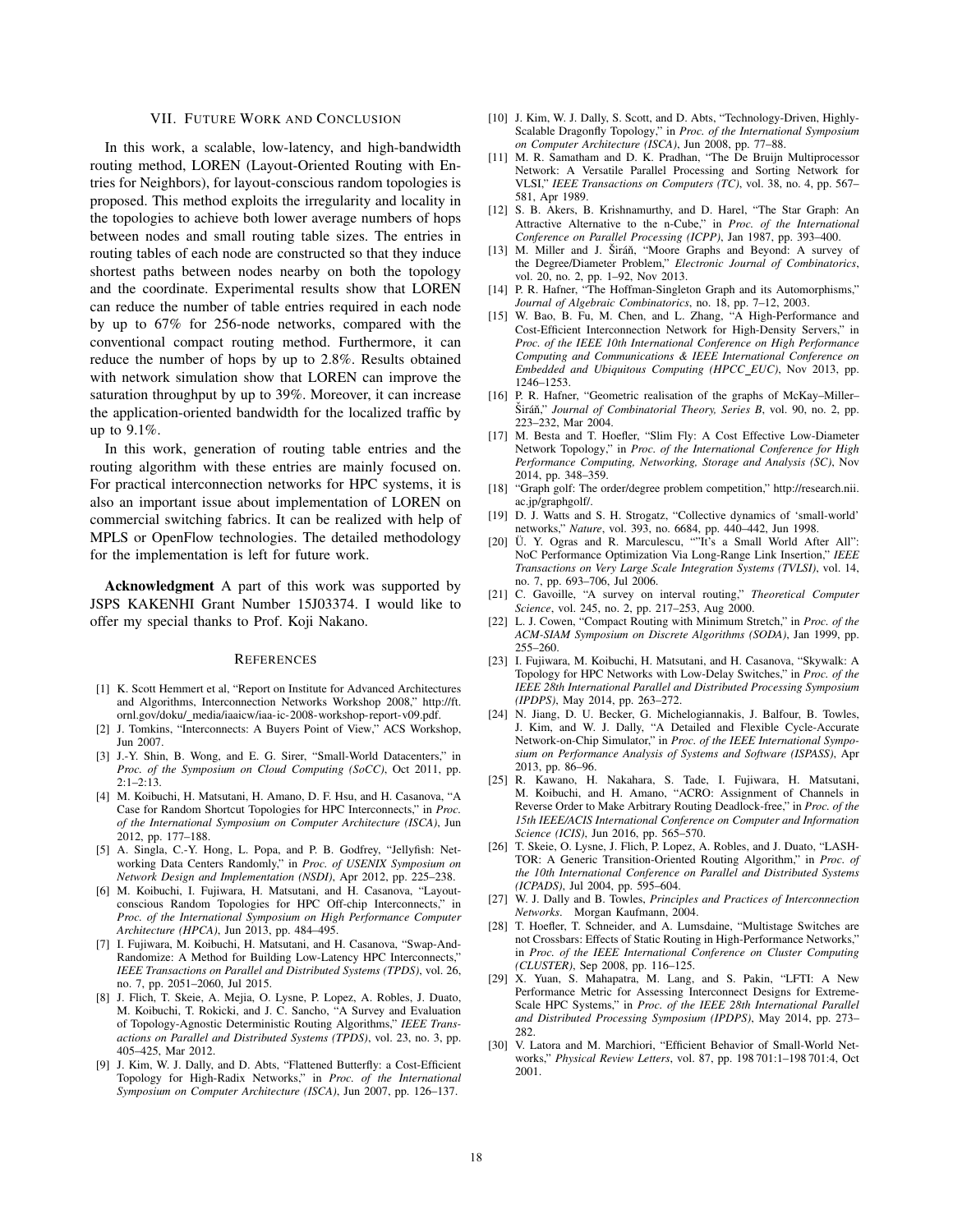## VII. Future Work and Conclusion

In this work, a scalable, low-latency, and high-bandwidth routing method, LOREN (Layout-Oriented Routing with Entries for Neighbors), for layout-conscious random topologies is proposed. This method exploits the irregularity and locality in the topologies to achieve both lower average numbers of hops between nodes and small routing table sizes. The entries in routing tables of each node are constructed so that they induce shortest paths between nodes nearby on both the topology and the coordinate. Experimental results show that LOREN can reduce the number of table entries required in each node by up to 67% for 256-node networks, compared with the conventional compact routing method. Furthermore, it can reduce the number of hops by up to 2.8%. Results obtained with network simulation show that LOREN can improve the saturation throughput by up to 39%. Moreover, it can increase the application-oriented bandwidth for the localized traffic by up to 9.1%.

In this work, generation of routing table entries and the routing algorithm with these entries are mainly focused on. For practical interconnection networks for HPC systems, it is also an important issue about implementation of LOREN on commercial switching fabrics. It can be realized with help of MPLS or OpenFlow technologies. The detailed methodology for the implementation is left for future work.

**Acknowledgment** A part of this work was supported by JSPS KAKENHI Grant Number 15J03374. I would like to offer my special thanks to Prof. Koji Nakano.

## References

[1] K. Scott Hemmert et al, "Report on Institute for Advanced Architectures and Algorithms, Interconnection Networks Workshop 2008," http://ft.ornl.gov/doku/_media/iaaicw/iaa-ic-2008-workshop-report-v09.pdf.

[2] J. Tomkins, "Interconnects: A Buyers Point of View," ACS Workshop, Jun 2007.

[3] J.-Y. Shin, B. Wong, and E. G. Sirer, "Small-World Datacenters," in *Proc. of the Symposium on Cloud Computing (SoCC)*, Oct 2011, pp. 2:1–2:13.

[4] M. Koibuchi, H. Matsutani, H. Amano, D. F. Hsu, and H. Casanova, "A Case for Random Shortcut Topologies for HPC Interconnects," in *Proc. of the International Symposium on Computer Architecture (ISCA)*, Jun 2012, pp. 177–188.

[5] A. Singla, C.-Y. Hong, L. Popa, and P. B. Godfrey, "Jellyfish: Networking Data Centers Randomly," in *Proc. of USENIX Symposium on Network Design and Implementation (NSDI)*, Apr 2012, pp. 225–238.

[6] M. Koibuchi, I. Fujiwara, H. Matsutani, and H. Casanova, "Layout-conscious Random Topologies for HPC Off-chip Interconnects," in *Proc. of the International Symposium on High Performance Computer Architecture (HPCA)*, Jun 2013, pp. 484–495.

[7] I. Fujiwara, M. Koibuchi, H. Matsutani, and H. Casanova, "Swap-And-Randomize: A Method for Building Low-Latency HPC Interconnects," *IEEE Transactions on Parallel and Distributed Systems (TPDS)*, vol. 26, no. 7, pp. 2051–2060, Jul 2015.

[8] J. Flich, T. Skeie, A. Mejia, O. Lysne, P. Lopez, A. Robles, J. Duato, M. Koibuchi, T. Rokicki, and J. C. Sancho, "A Survey and Evaluation of Topology-Agnostic Deterministic Routing Algorithms," *IEEE Transactions on Parallel and Distributed Systems (TPDS)*, vol. 23, no. 3, pp. 405–425, Mar 2012.

[9] J. Kim, W. J. Dally, and D. Abts, "Flattened Butterfly: a Cost-Efficient Topology for High-Radix Networks," in *Proc. of the International Symposium on Computer Architecture (ISCA)*, Jun 2007, pp. 126–137.

[10] J. Kim, W. J. Dally, S. Scott, and D. Abts, "Technology-Driven, Highly-Scalable Dragonfly Topology," in *Proc. of the International Symposium on Computer Architecture (ISCA)*, Jun 2008, pp. 77–88.

[11] M. R. Samatham and D. K. Pradhan, "The De Bruijn Multiprocessor Network: A Versatile Parallel Processing and Sorting Network for VLSI," *IEEE Transactions on Computers (TC)*, vol. 38, no. 4, pp. 567–581, Apr 1989.

[12] S. B. Akers, B. Krishnamurthy, and D. Harel, "The Star Graph: An Attractive Alternative to the n-Cube," in *Proc. of the International Conference on Parallel Processing (ICPP)*, Jan 1987, pp. 393–400.

[13] M. Miller and J. Širáň, "Moore Graphs and Beyond: A survey of the Degree/Diameter Problem," *Electronic Journal of Combinatorics*, vol. 20, no. 2, pp. 1–92, Nov 2013.

[14] P. R. Hafner, "The Hoffman-Singleton Graph and its Automorphisms," *Journal of Algebraic Combinatorics*, no. 18, pp. 7–12, 2003.

[15] W. Bao, B. Fu, M. Chen, and L. Zhang, "A High-Performance and Cost-Efficient Interconnection Network for High-Density Servers," in *Proc. of the IEEE 10th International Conference on High Performance Computing and Communications & IEEE International Conference on Embedded and Ubiquitous Computing (HPCC_EUC)*, Nov 2013, pp. 1246–1253.

[16] P. R. Hafner, "Geometric realisation of the graphs of McKay–Miller–Širáň," *Journal of Combinatorial Theory, Series B*, vol. 90, no. 2, pp. 223–232, Mar 2004.

[17] M. Besta and T. Hoefler, "Slim Fly: A Cost Effective Low-Diameter Network Topology," in *Proc. of the International Conference for High Performance Computing, Networking, Storage and Analysis (SC)*, Nov 2014, pp. 348–359.

[18] "Graph golf: The order/degree problem competition," http://research.nii.ac.jp/graphgolf/.

[19] D. J. Watts and S. H. Strogatz, "Collective dynamics of 'small-world' networks," *Nature*, vol. 393, no. 6684, pp. 440–442, Jun 1998.

[20] Ü. Y. Ogras and R. Marculescu, ""It's a Small World After All": NoC Performance Optimization Via Long-Range Link Insertion," *IEEE Transactions on Very Large Scale Integration Systems (TVLSI)*, vol. 14, no. 7, pp. 693–706, Jul 2006.

[21] C. Gavoille, "A survey on interval routing," *Theoretical Computer Science*, vol. 245, no. 2, pp. 217–253, Aug 2000.

[22] L. J. Cowen, "Compact Routing with Minimum Stretch," in *Proc. of the ACM-SIAM Symposium on Discrete Algorithms (SODA)*, Jan 1999, pp. 255–260.

[23] I. Fujiwara, M. Koibuchi, H. Matsutani, and H. Casanova, "Skywalk: A Topology for HPC Networks with Low-Delay Switches," in *Proc. of the IEEE 28th International Parallel and Distributed Processing Symposium (IPDPS)*, May 2014, pp. 263–272.

[24] N. Jiang, D. U. Becker, G. Michelogiannakis, J. Balfour, B. Towles, J. Kim, and W. J. Dally, "A Detailed and Flexible Cycle-Accurate Network-on-Chip Simulator," in *Proc. of the IEEE International Symposium on Performance Analysis of Systems and Software (ISPASS)*, Apr 2013, pp. 86–96.

[25] R. Kawano, H. Nakahara, S. Tade, I. Fujiwara, H. Matsutani, M. Koibuchi, and H. Amano, "ACRO: Assignment of Channels in Reverse Order to Make Arbitrary Routing Deadlock-free," in *Proc. of the 15th IEEE/ACIS International Conference on Computer and Information Science (ICIS)*, Jun 2016, pp. 565–570.

[26] T. Skeie, O. Lysne, J. Flich, P. Lopez, A. Robles, and J. Duato, "LASH-TOR: A Generic Transition-Oriented Routing Algorithm," in *Proc. of the 10th International Conference on Parallel and Distributed Systems (ICPADS)*, Jul 2004, pp. 595–604.

[27] W. J. Dally and B. Towles, *Principles and Practices of Interconnection Networks*. Morgan Kaufmann, 2004.

[28] T. Hoefler, T. Schneider, and A. Lumsdaine, "Multistage Switches are not Crossbars: Effects of Static Routing in High-Performance Networks," in *Proc. of the IEEE International Conference on Cluster Computing (CLUSTER)*, Sep 2008, pp. 116–125.

[29] X. Yuan, S. Mahapatra, M. Lang, and S. Pakin, "LFTI: A New Performance Metric for Assessing Interconnect Designs for Extreme-Scale HPC Systems," in *Proc. of the IEEE 28th International Parallel and Distributed Processing Symposium (IPDPS)*, May 2014, pp. 273–282.

[30] V. Latora and M. Marchiori, "Efficient Behavior of Small-World Networks," *Physical Review Letters*, vol. 87, pp. 198 701:1–198 701:4, Oct 2001.